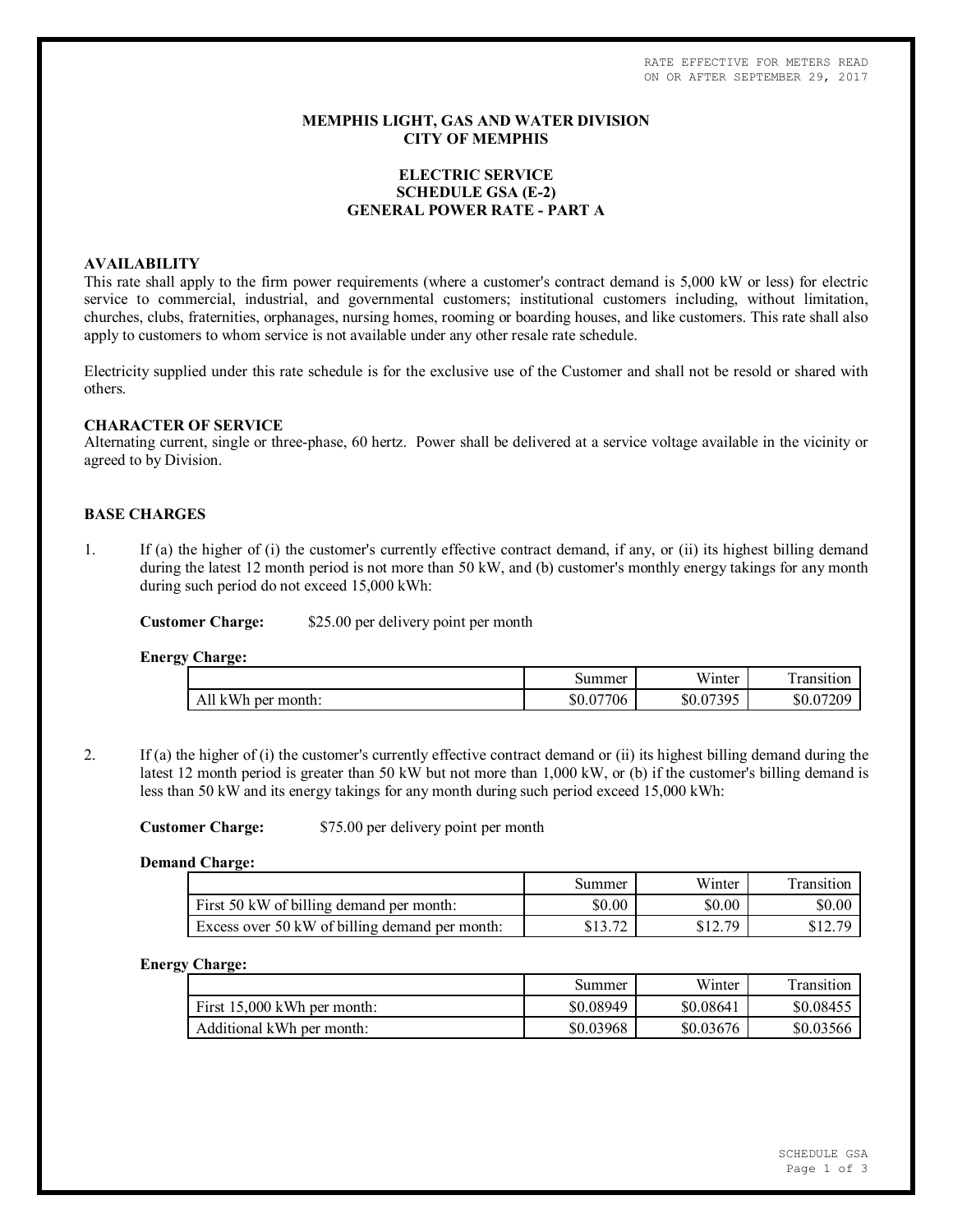RATE EFFECTIVE FOR METERS READ ON OR AFTER SEPTEMBER 29, 2017

# MEMPHIS LIGHT, GAS AND WATER DIVISION
# CITY OF MEMPHIS

## ELECTRIC SERVICE
## SCHEDULE GSA (E-2)
## GENERAL POWER RATE - PART A

### AVAILABILITY

This rate shall apply to the firm power requirements (where a customer's contract demand is 5,000 kW or less) for electric service to commercial, industrial, and governmental customers; institutional customers including, without limitation, churches, clubs, fraternities, orphanages, nursing homes, rooming or boarding houses, and like customers. This rate shall also apply to customers to whom service is not available under any other resale rate schedule.

Electricity supplied under this rate schedule is for the exclusive use of the Customer and shall not be resold or shared with others.

### CHARACTER OF SERVICE

Alternating current, single or three-phase, 60 hertz. Power shall be delivered at a service voltage available in the vicinity or agreed to by Division.

### BASE CHARGES

1. If (a) the higher of (i) the customer's currently effective contract demand, if any, or (ii) its highest billing demand during the latest 12 month period is not more than 50 kW, and (b) customer's monthly energy takings for any month during such period do not exceed 15,000 kWh:

   **Customer Charge:** $25.00 per delivery point per month

   **Energy Charge:**

| | Summer | Winter | Transition |
|---|---|---|---|
| All kWh per month: | $0.07706 | $0.07395 | $0.07209 |

2. If (a) the higher of (i) the customer's currently effective contract demand or (ii) its highest billing demand during the latest 12 month period is greater than 50 kW but not more than 1,000 kW, or (b) if the customer's billing demand is less than 50 kW and its energy takings for any month during such period exceed 15,000 kWh:

   **Customer Charge:** $75.00 per delivery point per month

   **Demand Charge:**

| | Summer | Winter | Transition |
|---|---|---|---|
| First 50 kW of billing demand per month: | $0.00 | $0.00 | $0.00 |
| Excess over 50 kW of billing demand per month: | $13.72 | $12.79 | $12.79 |

   **Energy Charge:**

| | Summer | Winter | Transition |
|---|---|---|---|
| First 15,000 kWh per month: | $0.08949 | $0.08641 | $0.08455 |
| Additional kWh per month: | $0.03968 | $0.03676 | $0.03566 |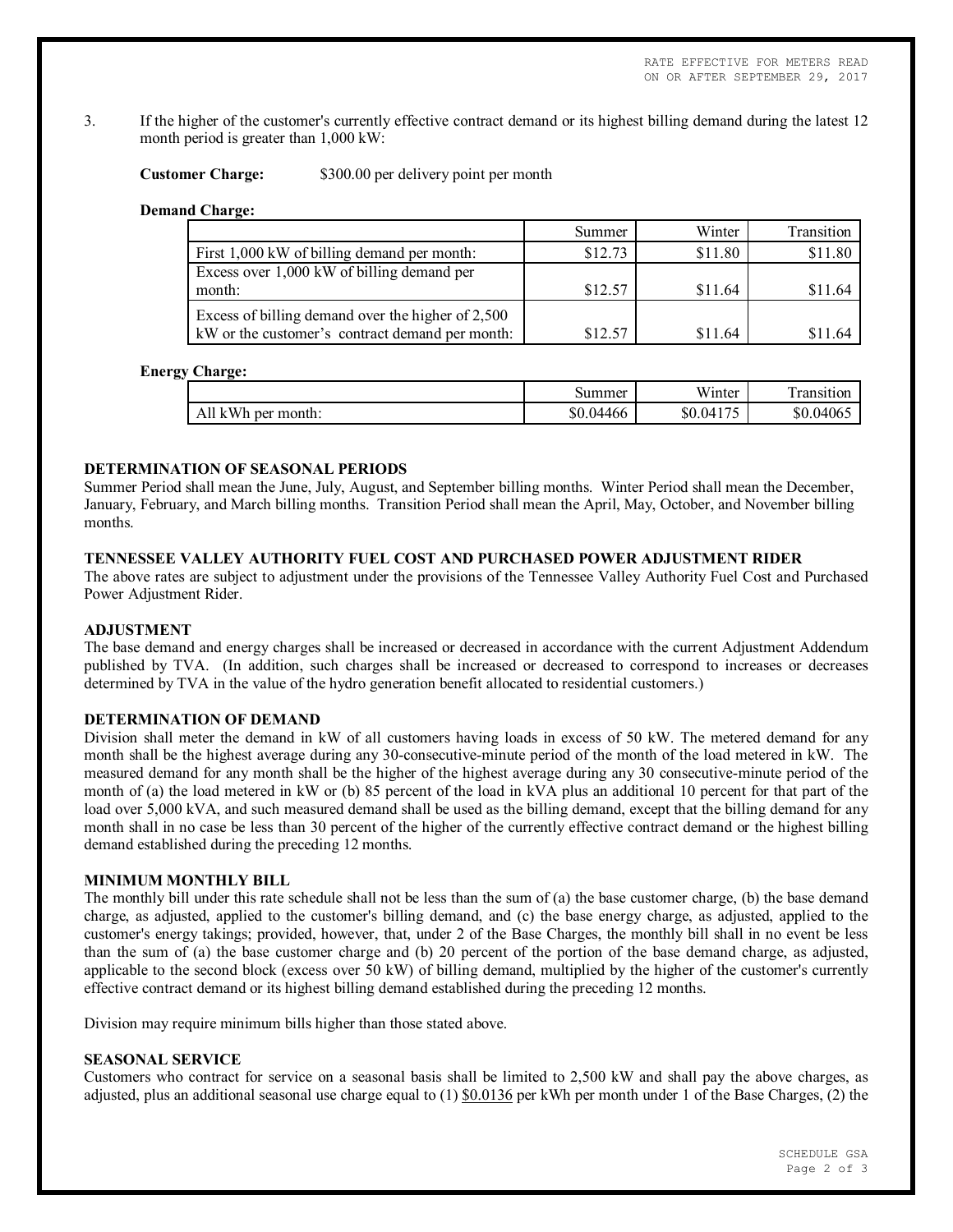3. If the higher of the customer's currently effective contract demand or its highest billing demand during the latest 12 month period is greater than 1,000 kW:

**Customer Charge:** $300.00 per delivery point per month

**Demand Charge:**

| | Summer | Winter | Transition |
|---|---|---|---|
| First 1,000 kW of billing demand per month: | $12.73 | $11.80 | $11.80 |
| Excess over 1,000 kW of billing demand per month: | $12.57 | $11.64 | $11.64 |
| Excess of billing demand over the higher of 2,500 kW or the customer's contract demand per month: | $12.57 | $11.64 | $11.64 |

**Energy Charge:**

| | Summer | Winter | Transition |
|---|---|---|---|
| All kWh per month: | $0.04466 | $0.04175 | $0.04065 |

**DETERMINATION OF SEASONAL PERIODS**

Summer Period shall mean the June, July, August, and September billing months. Winter Period shall mean the December, January, February, and March billing months. Transition Period shall mean the April, May, October, and November billing months.

**TENNESSEE VALLEY AUTHORITY FUEL COST AND PURCHASED POWER ADJUSTMENT RIDER**

The above rates are subject to adjustment under the provisions of the Tennessee Valley Authority Fuel Cost and Purchased Power Adjustment Rider.

**ADJUSTMENT**

The base demand and energy charges shall be increased or decreased in accordance with the current Adjustment Addendum published by TVA. (In addition, such charges shall be increased or decreased to correspond to increases or decreases determined by TVA in the value of the hydro generation benefit allocated to residential customers.)

**DETERMINATION OF DEMAND**

Division shall meter the demand in kW of all customers having loads in excess of 50 kW. The metered demand for any month shall be the highest average during any 30-consecutive-minute period of the month of the load metered in kW. The measured demand for any month shall be the higher of the highest average during any 30 consecutive-minute period of the month of (a) the load metered in kW or (b) 85 percent of the load in kVA plus an additional 10 percent for that part of the load over 5,000 kVA, and such measured demand shall be used as the billing demand, except that the billing demand for any month shall in no case be less than 30 percent of the higher of the currently effective contract demand or the highest billing demand established during the preceding 12 months.

**MINIMUM MONTHLY BILL**

The monthly bill under this rate schedule shall not be less than the sum of (a) the base customer charge, (b) the base demand charge, as adjusted, applied to the customer's billing demand, and (c) the base energy charge, as adjusted, applied to the customer's energy takings; provided, however, that, under 2 of the Base Charges, the monthly bill shall in no event be less than the sum of (a) the base customer charge and (b) 20 percent of the portion of the base demand charge, as adjusted, applicable to the second block (excess over 50 kW) of billing demand, multiplied by the higher of the customer's currently effective contract demand or its highest billing demand established during the preceding 12 months.

Division may require minimum bills higher than those stated above.

**SEASONAL SERVICE**

Customers who contract for service on a seasonal basis shall be limited to 2,500 kW and shall pay the above charges, as adjusted, plus an additional seasonal use charge equal to (1) $0.0136 per kWh per month under 1 of the Base Charges, (2) the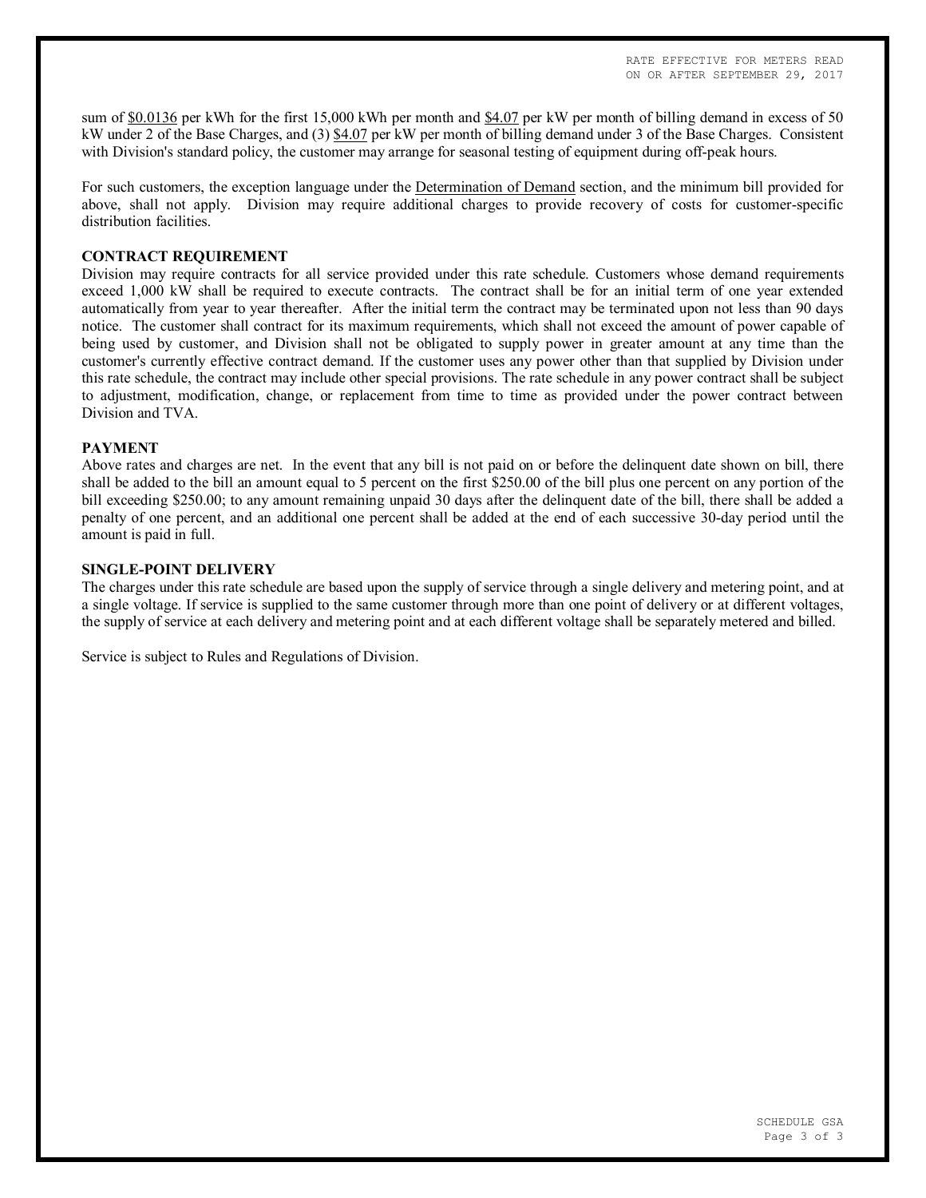sum of $0.0136 per kWh for the first 15,000 kWh per month and $4.07 per kW per month of billing demand in excess of 50 kW under 2 of the Base Charges, and (3) $4.07 per kW per month of billing demand under 3 of the Base Charges. Consistent with Division's standard policy, the customer may arrange for seasonal testing of equipment during off-peak hours.

For such customers, the exception language under the Determination of Demand section, and the minimum bill provided for above, shall not apply. Division may require additional charges to provide recovery of costs for customer-specific distribution facilities.

## CONTRACT REQUIREMENT

Division may require contracts for all service provided under this rate schedule. Customers whose demand requirements exceed 1,000 kW shall be required to execute contracts. The contract shall be for an initial term of one year extended automatically from year to year thereafter. After the initial term the contract may be terminated upon not less than 90 days notice. The customer shall contract for its maximum requirements, which shall not exceed the amount of power capable of being used by customer, and Division shall not be obligated to supply power in greater amount at any time than the customer's currently effective contract demand. If the customer uses any power other than that supplied by Division under this rate schedule, the contract may include other special provisions. The rate schedule in any power contract shall be subject to adjustment, modification, change, or replacement from time to time as provided under the power contract between Division and TVA.

## PAYMENT

Above rates and charges are net. In the event that any bill is not paid on or before the delinquent date shown on bill, there shall be added to the bill an amount equal to 5 percent on the first $250.00 of the bill plus one percent on any portion of the bill exceeding $250.00; to any amount remaining unpaid 30 days after the delinquent date of the bill, there shall be added a penalty of one percent, and an additional one percent shall be added at the end of each successive 30-day period until the amount is paid in full.

## SINGLE-POINT DELIVERY

The charges under this rate schedule are based upon the supply of service through a single delivery and metering point, and at a single voltage. If service is supplied to the same customer through more than one point of delivery or at different voltages, the supply of service at each delivery and metering point and at each different voltage shall be separately metered and billed.

Service is subject to Rules and Regulations of Division.